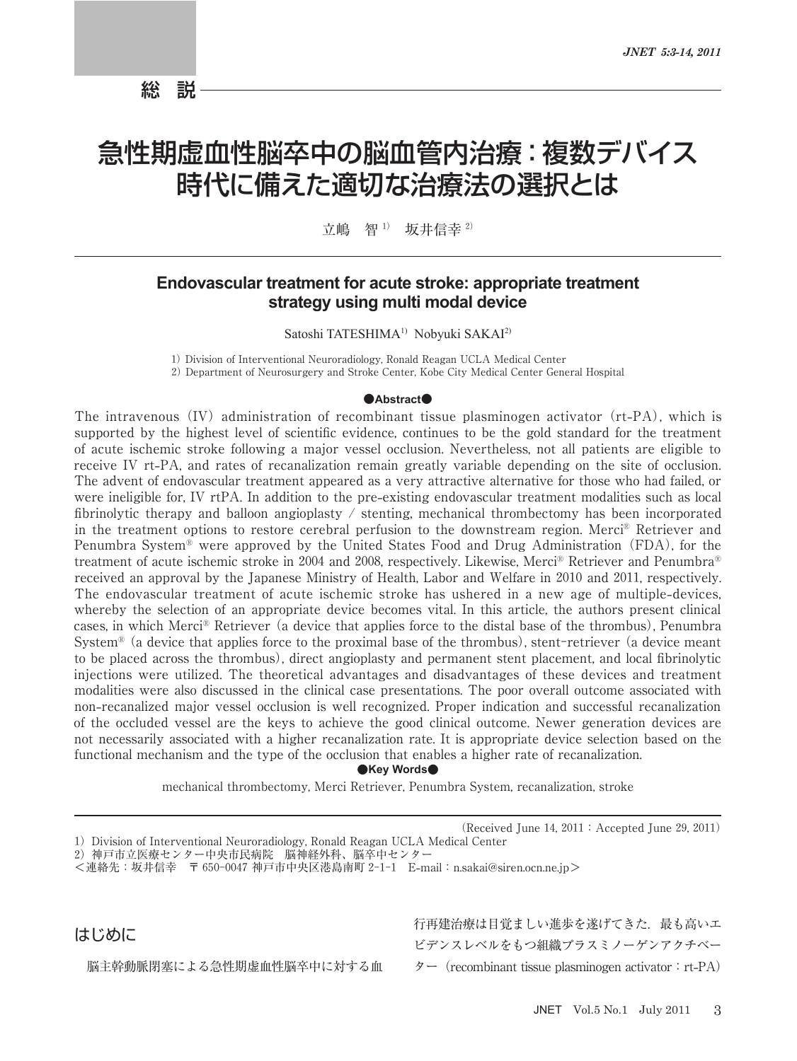総　説

# 急性期虚血性脳卒中の脳血管内治療：複数デバイス時代に備えた適切な治療法の選択とは

立嶋　智[1)]　坂井信幸[2)]

## Endovascular treatment for acute stroke: appropriate treatment strategy using multi modal device

Satoshi TATESHIMA[1)] Nobuyuki SAKAI[2)]

1) Division of Interventional Neuroradiology, Ronald Reagan UCLA Medical Center
2) Department of Neurosurgery and Stroke Center, Kobe City Medical Center General Hospital

**●Abstract●**

The intravenous (IV) administration of recombinant tissue plasminogen activator (rt-PA), which is supported by the highest level of scientific evidence, continues to be the gold standard for the treatment of acute ischemic stroke following a major vessel occlusion. Nevertheless, not all patients are eligible to receive IV rt-PA, and rates of recanalization remain greatly variable depending on the site of occlusion. The advent of endovascular treatment appeared as a very attractive alternative for those who had failed, or were ineligible for, IV rtPA. In addition to the pre-existing endovascular treatment modalities such as local fibrinolytic therapy and balloon angioplasty / stenting, mechanical thrombectomy has been incorporated in the treatment options to restore cerebral perfusion to the downstream region. Merci® Retriever and Penumbra System® were approved by the United States Food and Drug Administration (FDA), for the treatment of acute ischemic stroke in 2004 and 2008, respectively. Likewise, Merci® Retriever and Penumbra® received an approval by the Japanese Ministry of Health, Labor and Welfare in 2010 and 2011, respectively. The endovascular treatment of acute ischemic stroke has ushered in a new age of multiple-devices, whereby the selection of an appropriate device becomes vital. In this article, the authors present clinical cases, in which Merci® Retriever (a device that applies force to the distal base of the thrombus), Penumbra System® (a device that applies force to the proximal base of the thrombus), stent-retriever (a device meant to be placed across the thrombus), direct angioplasty and permanent stent placement, and local fibrinolytic injections were utilized. The theoretical advantages and disadvantages of these devices and treatment modalities were also discussed in the clinical case presentations. The poor overall outcome associated with non-recanalized major vessel occlusion is well recognized. Proper indication and successful recanalization of the occluded vessel are the keys to achieve the good clinical outcome. Newer generation devices are not necessarily associated with a higher recanalization rate. It is appropriate device selection based on the functional mechanism and the type of the occlusion that enables a higher rate of recanalization.

**●Key Words●**

mechanical thrombectomy, Merci Retriever, Penumbra System, recanalization, stroke

(Received June 14, 2011 : Accepted June 29, 2011)

1) Division of Interventional Neuroradiology, Ronald Reagan UCLA Medical Center
2) 神戸市立医療センター中央市民病院　脳神経外科、脳卒中センター
<連絡先：坂井信幸　〒650-0047 神戸市中央区港島南町 2-1-1　E-mail：n.sakai@siren.ocn.ne.jp>

## はじめに

脳主幹動脈閉塞による急性期虚血性脳卒中に対する血行再建治療は目覚ましい進歩を遂げてきた．最も高いエビデンスレベルをもつ組織プラスミノーゲンアクチベーター（recombinant tissue plasminogen activator：rt-PA）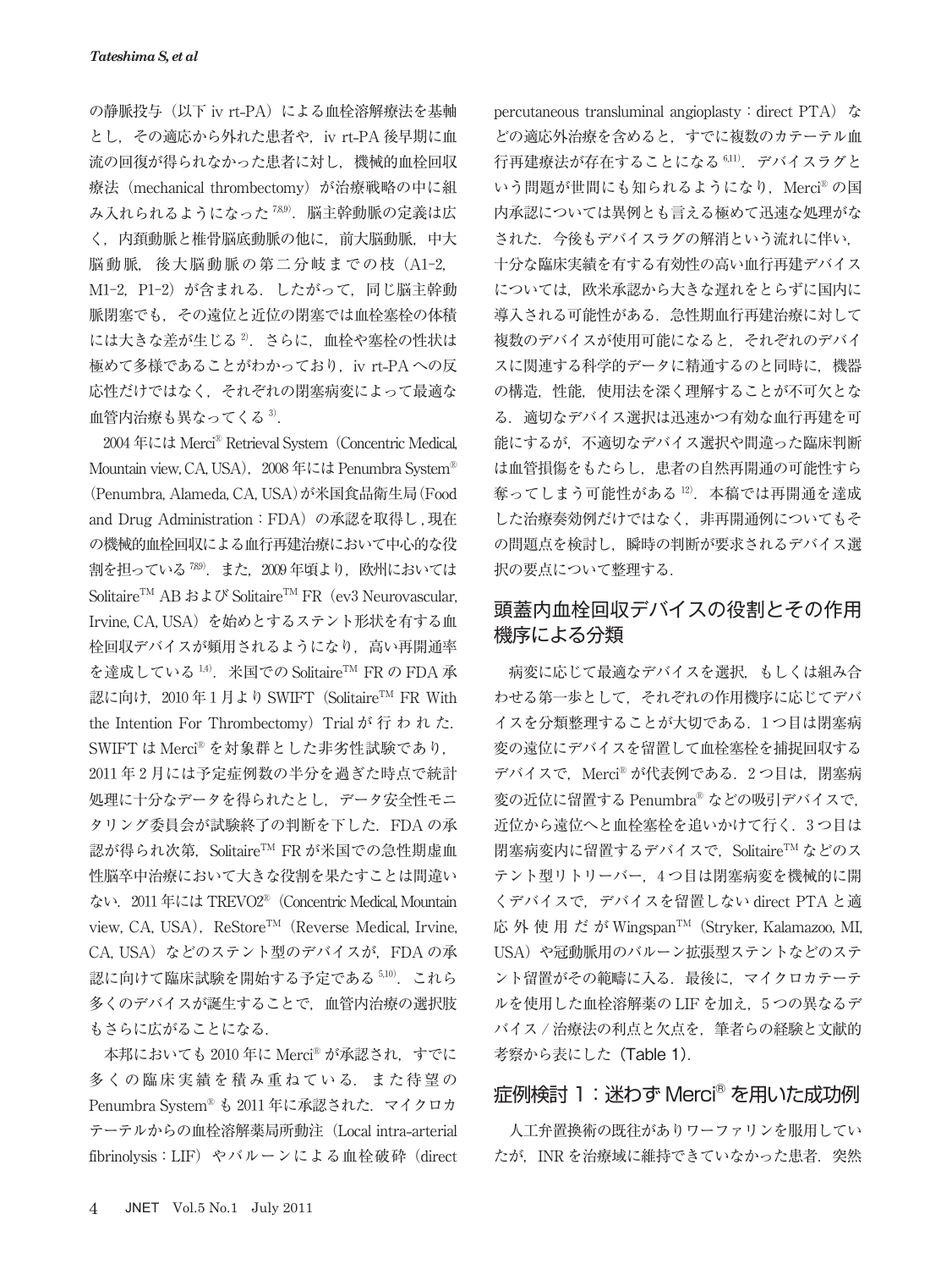の静脈投与（以下 iv rt-PA）による血栓溶解療法を基軸とし，その適応から外れた患者や，iv rt-PA 後早期に血流の回復が得られなかった患者に対し，機械的血栓回収療法（mechanical thrombectomy）が治療戦略の中に組み入れられるようになった[7,8,9]．脳主幹動脈の定義は広く，内頚動脈と椎骨脳底動脈の他に，前大脳動脈，中大脳動脈，後大脳動脈の第二分岐までの枝（A1-2, M1-2, P1-2）が含まれる．したがって，同じ脳主幹動脈閉塞でも，その遠位と近位の閉塞では血栓塞栓の体積には大きな差が生じる[2]．さらに，血栓や塞栓の性状は極めて多様であることがわかっており，iv rt-PA への反応性だけではなく，それぞれの閉塞病変によって最適な血管内治療も異なってくる[3]．

2004 年には Merci® Retrieval System（Concentric Medical, Mountain view, CA, USA），2008 年には Penumbra System®（Penumbra, Alameda, CA, USA）が米国食品衛生局（Food and Drug Administration：FDA）の承認を取得し，現在の機械的血栓回収による血行再建治療において中心的な役割を担っている[7,8,9]．また，2009 年頃より，欧州においては Solitaire™ AB および Solitaire™ FR（ev3 Neurovascular, Irvine, CA, USA）を始めとするステント形状を有する血栓回収デバイスが頻用されるようになり，高い再開通率を達成している[1,4]．米国での Solitaire™ FR の FDA 承認に向け，2010 年 1 月より SWIFT（Solitaire™ FR With the Intention For Thrombectomy）Trial が行われた．SWIFT は Merci® を対象群とした非劣性試験であり，2011 年 2 月には予定症例数の半分を過ぎた時点で統計処理に十分なデータを得られたとし，データ安全性モニタリング委員会が試験終了の判断を下した．FDA の承認が得られ次第，Solitaire™ FR が米国での急性期虚血性脳卒中治療において大きな役割を果たすことは間違いない．2011 年には TREVO2®（Concentric Medical, Mountain view, CA, USA），ReStore™（Reverse Medical, Irvine, CA, USA）などのステント型のデバイスが，FDA の承認に向けて臨床試験を開始する予定である[5,10]．これら多くのデバイスが誕生することで，血管内治療の選択肢もさらに広がることになる．

本邦においても 2010 年に Merci® が承認され，すでに多くの臨床実績を積み重ねている．また待望の Penumbra System® も 2011 年に承認された．マイクロカテーテルからの血栓溶解薬局所動注（Local intra-arterial fibrinolysis：LIF）やバルーンによる血栓破砕（direct percutaneous transluminal angioplasty：direct PTA）などの適応外治療を含めると，すでに複数のカテーテル血行再建療法が存在することになる[6,11]．デバイスラグという問題が世間にも知られるようになり，Merci® の国内承認については異例とも言える極めて迅速な処理がなされた．今後もデバイスラグの解消という流れに伴い，十分な臨床実績を有する有効性の高い血行再建デバイスについては，欧米承認から大きな遅れをとらずに国内に導入される可能性がある．急性期血行再建治療に対して複数のデバイスが使用可能になると，それぞれのデバイスに関連する科学的データに精通するのと同時に，機器の構造，性能，使用法を深く理解することが不可欠となる．適切なデバイス選択は迅速かつ有効な血行再建を可能にするが，不適切なデバイス選択や間違った臨床判断は血管損傷をもたらし，患者の自然再開通の可能性すら奪ってしまう可能性がある[12]．本稿では再開通を達成した治療奏効例だけではなく，非再開通例についてもその問題点を検討し，瞬時の判断が要求されるデバイス選択の要点について整理する．

## 頭蓋内血栓回収デバイスの役割とその作用機序による分類

病変に応じて最適なデバイスを選択，もしくは組み合わせる第一歩として，それぞれの作用機序に応じてデバイスを分類整理することが大切である．1 つ目は閉塞病変の遠位にデバイスを留置して血栓塞栓を捕捉回収するデバイスで，Merci® が代表例である．2 つ目は，閉塞病変の近位に留置する Penumbra® などの吸引デバイスで，近位から遠位へと血栓塞栓を追いかけて行く．3 つ目は閉塞病変内に留置するデバイスで，Solitaire™ などのステント型リトリーバー，4 つ目は閉塞病変を機械的に開くデバイスで，デバイスを留置しない direct PTA と適応外使用だが Wingspan™（Stryker, Kalamazoo, MI, USA）や冠動脈用のバルーン拡張型ステントなどのステント留置がその範疇に入る．最後に，マイクロカテーテルを使用した血栓溶解薬の LIF を加え，5 つの異なるデバイス / 治療法の利点と欠点を，筆者らの経験と文献的考察から表にした（Table 1）．

## 症例検討 1：迷わず Merci® を用いた成功例

人工弁置換術の既往がありワーファリンを服用していたが，INR を治療域に維持できていなかった患者．突然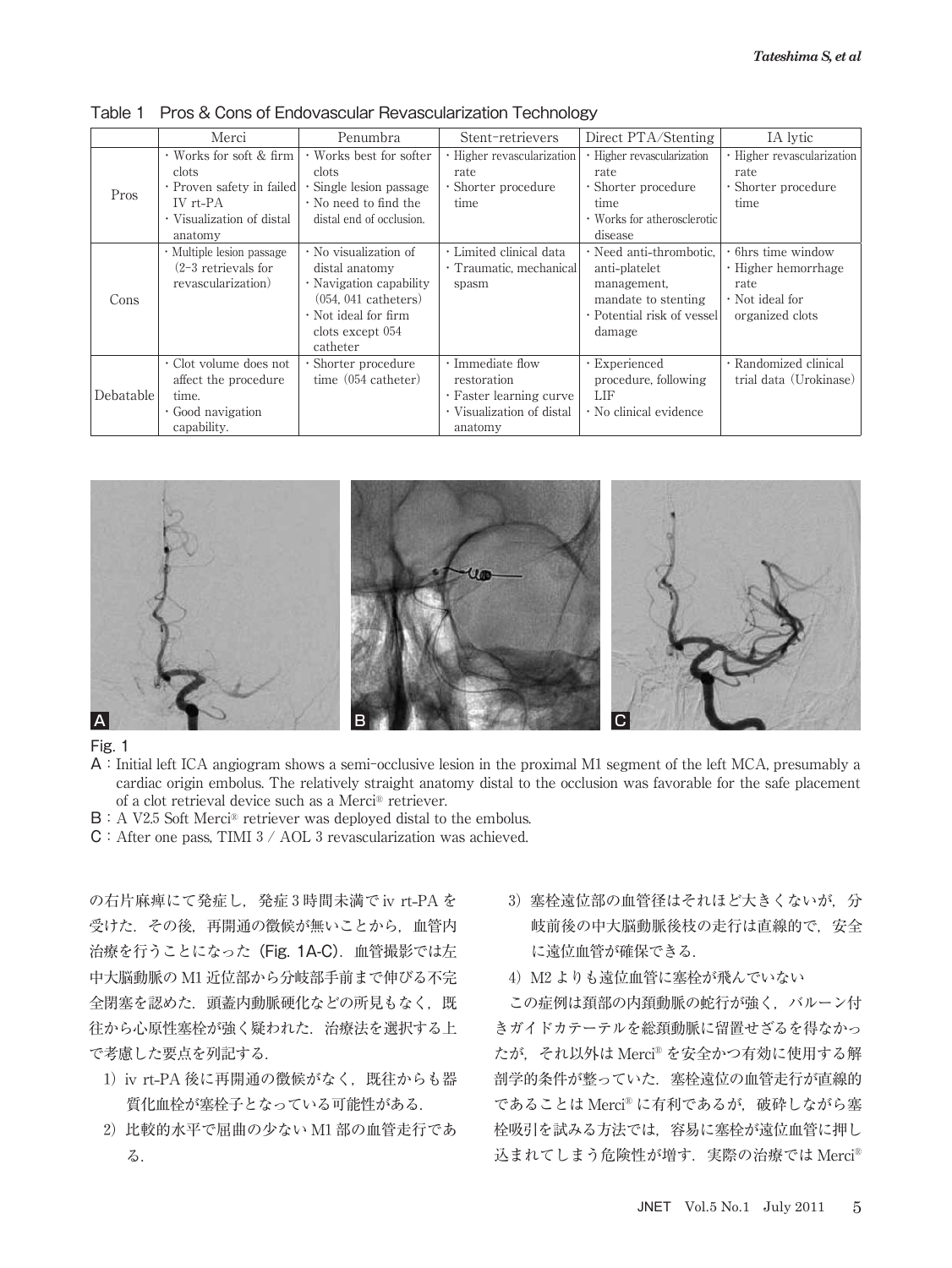Table 1 Pros & Cons of Endovascular Revascularization Technology

| | Merci | Penumbra | Stent-retrievers | Direct PTA/Stenting | IA lytic |
|---|---|---|---|---|---|
| Pros | ・Works for soft & firm clots<br>・Proven safety in failed IV rt-PA<br>・Visualization of distal anatomy | ・Works best for softer clots<br>・Single lesion passage<br>・No need to find the distal end of occlusion. | ・Higher revascularization rate<br>・Shorter procedure time | ・Higher revascularization rate<br>・Shorter procedure time<br>・Works for atherosclerotic disease | ・Higher revascularization rate<br>・Shorter procedure time |
| Cons | ・Multiple lesion passage (2-3 retrievals for revascularization) | ・No visualization of distal anatomy<br>・Navigation capability (054, 041 catheters)<br>・Not ideal for firm clots except 054 catheter | ・Limited clinical data<br>・Traumatic, mechanical spasm | ・Need anti-thrombotic, anti-platelet management, mandate to stenting<br>・Potential risk of vessel damage | ・6hrs time window<br>・Higher hemorrhage rate<br>・Not ideal for organized clots |
| Debatable | ・Clot volume does not affect the procedure time.<br>・Good navigation capability. | ・Shorter procedure time (054 catheter) | ・Immediate flow restoration<br>・Faster learning curve<br>・Visualization of distal anatomy | ・Experienced procedure, following LIF<br>・No clinical evidence | ・Randomized clinical trial data (Urokinase) |

Fig. 1

A：Initial left ICA angiogram shows a semi-occlusive lesion in the proximal M1 segment of the left MCA, presumably a cardiac origin embolus. The relatively straight anatomy distal to the occlusion was favorable for the safe placement of a clot retrieval device such as a Merci® retriever.

B：A V2.5 Soft Merci® retriever was deployed distal to the embolus.

C：After one pass, TIMI 3 / AOL 3 revascularization was achieved.

の右片麻痺にて発症し，発症3時間未満でiv rt-PAを受けた．その後，再開通の徴候が無いことから，血管内治療を行うことになった（Fig. 1A-C）．血管撮影では左中大脳動脈のM1近位部から分岐部手前まで伸びる不完全閉塞を認めた．頭蓋内動脈硬化などの所見もなく，既往から心原性塞栓が強く疑われた．治療法を選択する上で考慮した要点を列記する．

1）iv rt-PA後に再開通の徴候がなく，既往からも器質化血栓が塞栓子となっている可能性がある．

2）比較的水平で屈曲の少ないM1部の血管走行である．

3）塞栓遠位部の血管径はそれほど大きくないが，分岐前後の中大脳動脈後枝の走行は直線的で，安全に遠位血管が確保できる．

4）M2よりも遠位血管に塞栓が飛んでいない

この症例は頚部の内頚動脈の蛇行が強く，バルーン付きガイドカテーテルを総頚動脈に留置せざるを得なかったが，それ以外はMerci®を安全かつ有効に使用する解剖学的条件が整っていた．塞栓遠位の血管走行が直線的であることはMerci®に有利であるが，破砕しながら塞栓吸引を試みる方法では，容易に塞栓が遠位血管に押し込まれてしまう危険性が増す．実際の治療ではMerci®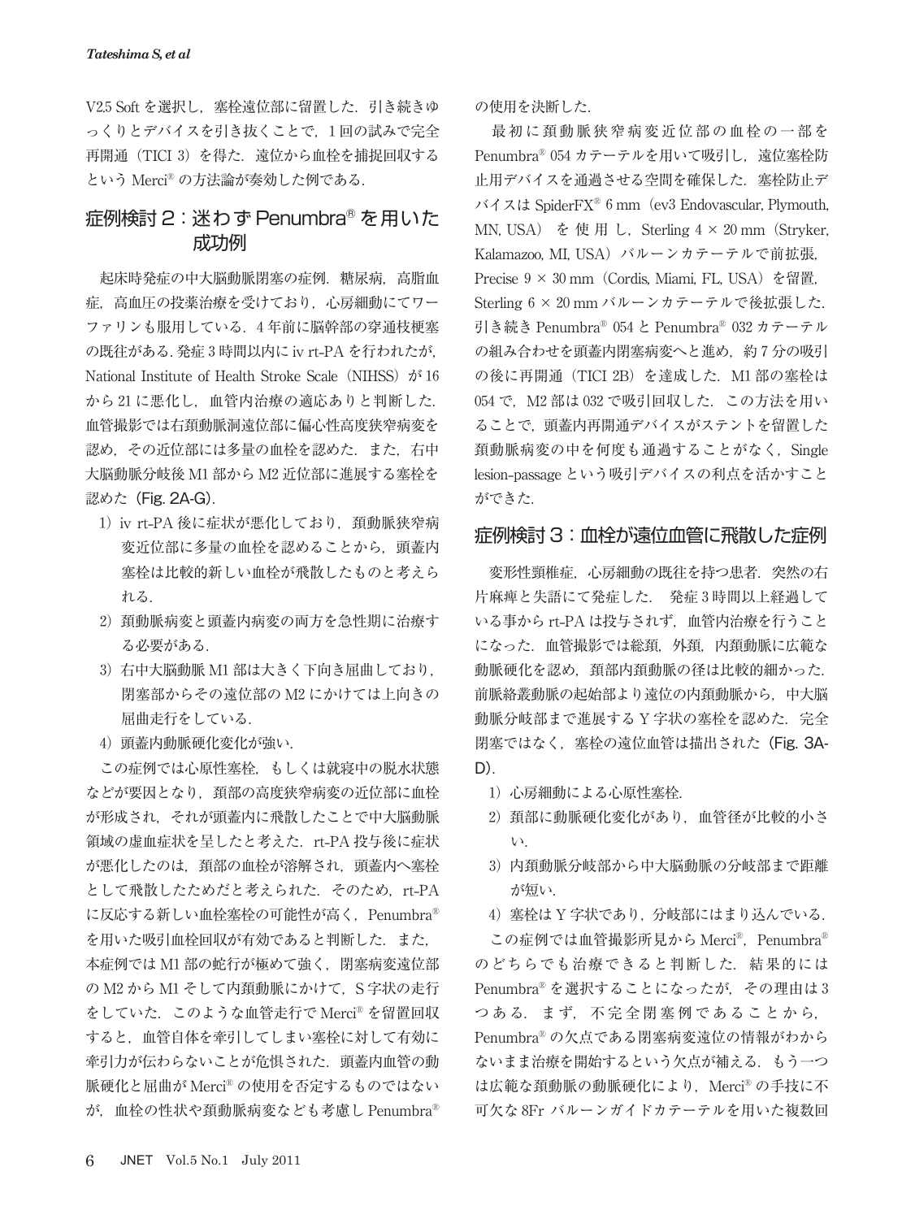V2.5 Soft を選択し，塞栓遠位部に留置した．引き続きゆっくりとデバイスを引き抜くことで，1 回の試みで完全再開通（TICI 3）を得た．遠位から血栓を捕捉回収するという Merci® の方法論が奏効した例である．

## 症例検討 2：迷わず Penumbra® を用いた成功例

起床時発症の中大脳動脈閉塞の症例．糖尿病，高脂血症，高血圧の投薬治療を受けており，心房細動にてワーファリンも服用している．4 年前に脳幹部の穿通枝梗塞の既往がある．発症 3 時間以内に iv rt-PA を行われたが，National Institute of Health Stroke Scale（NIHSS）が 16 から 21 に悪化し，血管内治療の適応ありと判断した．血管撮影では右頚動脈洞遠位部に偏心性高度狭窄病変を認め，その近位部には多量の血栓を認めた．また，右中大脳動脈分岐後 M1 部から M2 近位部に進展する塞栓を認めた（**Fig. 2A-G**）．

1）iv rt-PA 後に症状が悪化しており，頚動脈狭窄病変近位部に多量の血栓を認めることから，頭蓋内塞栓は比較的新しい血栓が飛散したものと考えられる．
2）頚動脈病変と頭蓋内病変の両方を急性期に治療する必要がある．
3）右中大脳動脈 M1 部は大きく下向き屈曲しており，閉塞部からその遠位部の M2 にかけては上向きの屈曲走行をしている．
4）頭蓋内動脈硬化変化が強い．

この症例では心原性塞栓，もしくは就寝中の脱水状態などが要因となり，頚部の高度狭窄病変の近位部に血栓が形成され，それが頭蓋内に飛散したことで中大脳動脈領域の虚血症状を呈したと考えた．rt-PA 投与後に症状が悪化したのは，頚部の血栓が溶解され，頭蓋内へ塞栓として飛散したためだと考えられた．そのため，rt-PA に反応する新しい血栓塞栓の可能性が高く，Penumbra® を用いた吸引血栓回収が有効であると判断した．また，本症例では M1 部の蛇行が極めて強く，閉塞病変遠位部の M2 から M1 そして内頚動脈にかけて，S 字状の走行をしていた．このような血管走行で Merci® を留置回収すると，血管自体を牽引してしまい塞栓に対して有効に牽引力が伝わらないことが危惧された．頭蓋内血管の動脈硬化と屈曲が Merci® の使用を否定するものではないが，血栓の性状や頚動脈病変なども考慮し Penumbra® の使用を決断した．

最初に頚動脈狭窄病変近位部の血栓の一部を Penumbra® 054 カテーテルを用いて吸引し，遠位塞栓防止用デバイスを通過させる空間を確保した．塞栓防止デバイスは SpiderFX® 6 mm（ev3 Endovascular, Plymouth, MN, USA）を使用し，Sterling 4 × 20 mm（Stryker, Kalamazoo, MI, USA）バルーンカテーテルで前拡張，Precise 9 × 30 mm（Cordis, Miami, FL, USA）を留置，Sterling 6 × 20 mm バルーンカテーテルで後拡張した．引き続き Penumbra® 054 と Penumbra® 032 カテーテルの組み合わせを頭蓋内閉塞病変へと進め，約 7 分の吸引の後に再開通（TICI 2B）を達成した．M1 部の塞栓は 054 で，M2 部は 032 で吸引回収した．この方法を用いることで，頭蓋内再開通デバイスがステントを留置した頚動脈病変の中を何度も通過することがなく，Single lesion-passage という吸引デバイスの利点を活かすことができた．

## 症例検討 3：血栓が遠位血管に飛散した症例

変形性頚椎症，心房細動の既往を持つ患者．突然の右片麻痺と失語にて発症した． 発症 3 時間以上経過している事から rt-PA は投与されず，血管内治療を行うことになった．血管撮影では総頚，外頚，内頚動脈に広範な動脈硬化を認め，頚部内頚動脈の径は比較的細かった．前脈絡叢動脈の起始部より遠位の内頚動脈から，中大脳動脈分岐部まで進展する Y 字状の塞栓を認めた．完全閉塞ではなく，塞栓の遠位血管は描出された（**Fig. 3A-D**）．

1）心房細動による心原性塞栓．
2）頚部に動脈硬化変化があり，血管径が比較的小さい．
3）内頚動脈分岐部から中大脳動脈の分岐部まで距離が短い．
4）塞栓は Y 字状であり，分岐部にはまり込んでいる．

この症例では血管撮影所見から Merci®，Penumbra® のどちらでも治療できると判断した．結果的には Penumbra® を選択することになったが，その理由は 3 つある．まず，不完全閉塞例であることから，Penumbra® の欠点である閉塞病変遠位の情報がわからないまま治療を開始するという欠点が補える．もう一つは広範な頚動脈の動脈硬化により，Merci® の手技に不可欠な 8Fr バルーンガイドカテーテルを用いた複数回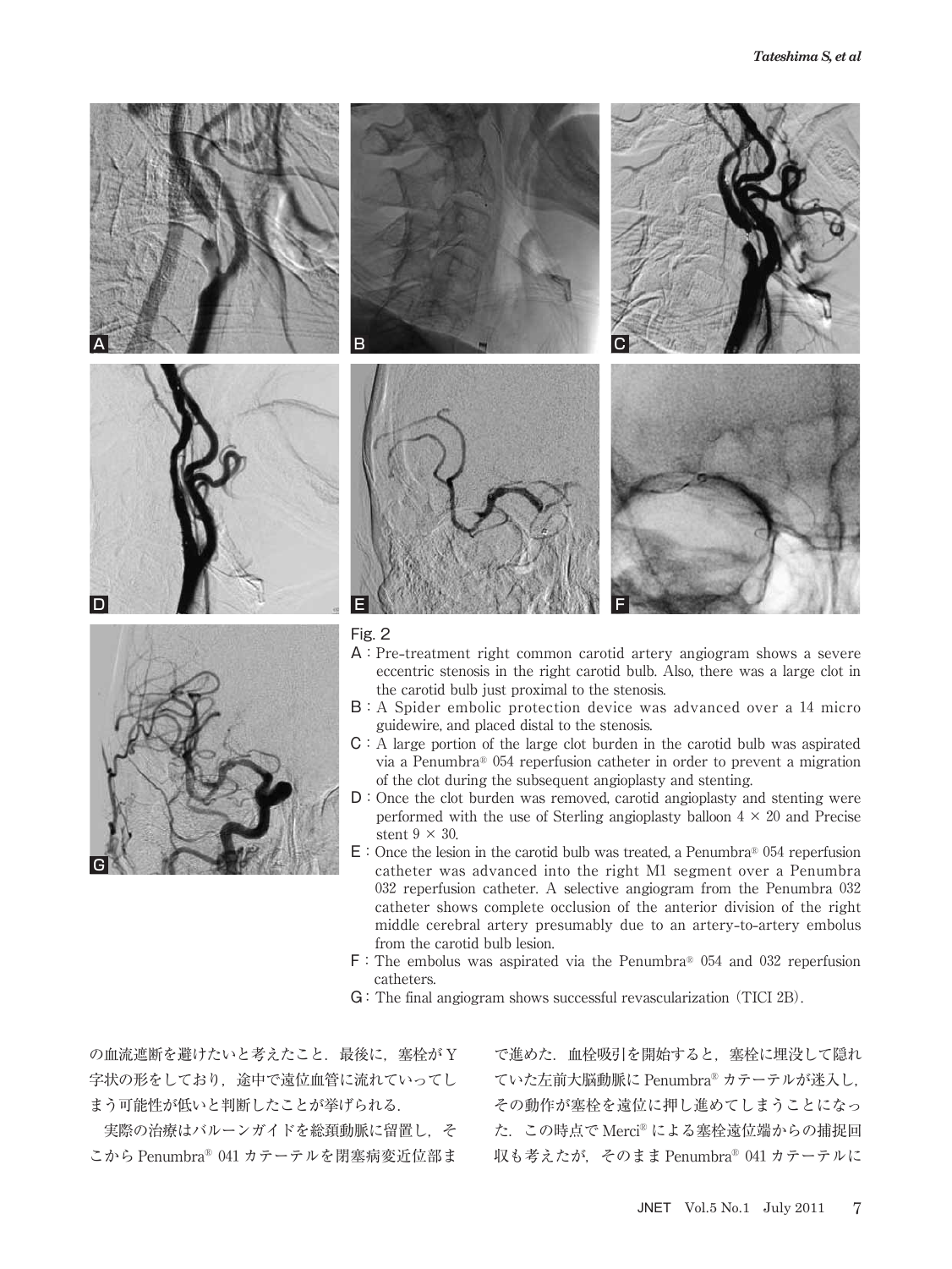Fig. 2

A : Pre-treatment right common carotid artery angiogram shows a severe eccentric stenosis in the right carotid bulb. Also, there was a large clot in the carotid bulb just proximal to the stenosis.

B : A Spider embolic protection device was advanced over a 14 micro guidewire, and placed distal to the stenosis.

C : A large portion of the large clot burden in the carotid bulb was aspirated via a Penumbra® 054 reperfusion catheter in order to prevent a migration of the clot during the subsequent angioplasty and stenting.

D : Once the clot burden was removed, carotid angioplasty and stenting were performed with the use of Sterling angioplasty balloon 4 × 20 and Precise stent 9 × 30.

E : Once the lesion in the carotid bulb was treated, a Penumbra® 054 reperfusion catheter was advanced into the right M1 segment over a Penumbra 032 reperfusion catheter. A selective angiogram from the Penumbra 032 catheter shows complete occlusion of the anterior division of the right middle cerebral artery presumably due to an artery-to-artery embolus from the carotid bulb lesion.

F : The embolus was aspirated via the Penumbra® 054 and 032 reperfusion catheters.

G : The final angiogram shows successful revascularization (TICI 2B).

の血流遮断を避けたいと考えたこと．最後に，塞栓がY字状の形をしており，途中で遠位血管に流れていってしまう可能性が低いと判断したことが挙げられる．

実際の治療はバルーンガイドを総頚動脈に留置し，そこから Penumbra® 041 カテーテルを閉塞病変近位部まで進めた．血栓吸引を開始すると，塞栓に埋没して隠れていた左前大脳動脈に Penumbra® カテーテルが迷入し，その動作が塞栓を遠位に押し進めてしまうことになった．この時点で Merci® による塞栓遠位端からの捕捉回収も考えたが，そのまま Penumbra® 041 カテーテルに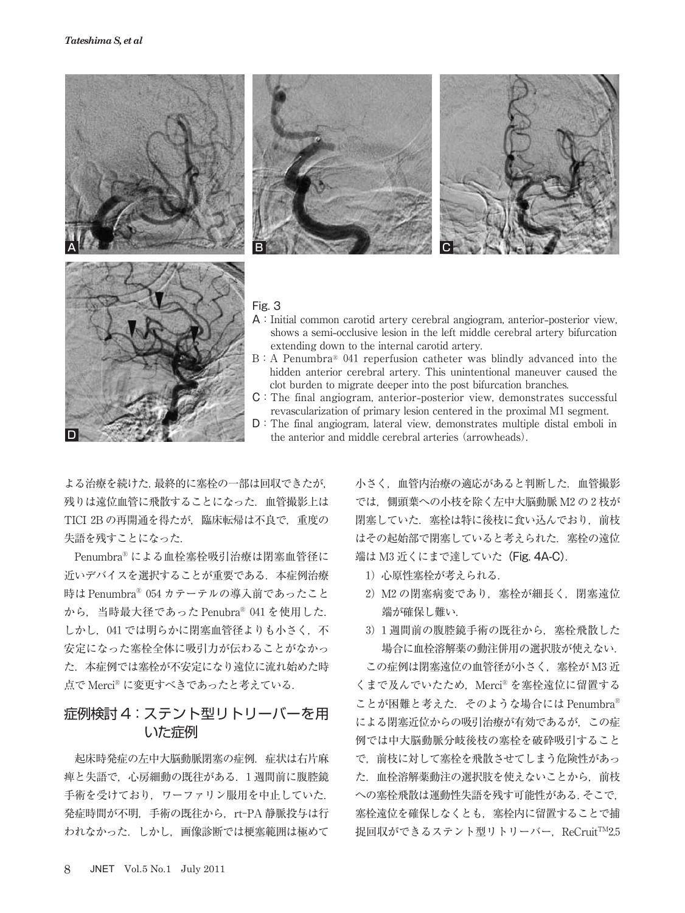Fig. 3

A：Initial common carotid artery cerebral angiogram, anterior-posterior view, shows a semi-occlusive lesion in the left middle cerebral artery bifurcation extending down to the internal carotid artery.

B：A Penumbra® 041 reperfusion catheter was blindly advanced into the hidden anterior cerebral artery. This unintentional maneuver caused the clot burden to migrate deeper into the post bifurcation branches.

C：The final angiogram, anterior-posterior view, demonstrates successful revascularization of primary lesion centered in the proximal M1 segment.

D：The final angiogram, lateral view, demonstrates multiple distal emboli in the anterior and middle cerebral arteries (arrowheads).

よる治療を続けた.最終的に塞栓の一部は回収できたが,残りは遠位血管に飛散することになった.血管撮影上はTICI 2Bの再開通を得たが,臨床転帰は不良で,重度の失語を残すことになった.

Penumbra®による血栓塞栓吸引治療は閉塞血管径に近いデバイスを選択することが重要である.本症例治療時はPenumbra® 054カテーテルの導入前であったことから,当時最大径であったPenubra® 041を使用した.しかし,041では明らかに閉塞血管径よりも小さく,不安定になった塞栓全体に吸引力が伝わることがなかった.本症例では塞栓が不安定になり遠位に流れ始めた時点でMerci®に変更すべきであったと考えている.

## 症例検討4：ステント型リトリーバーを用いた症例

起床時発症の左中大脳動脈閉塞の症例.症状は右片麻痺と失語で,心房細動の既往がある.1週間前に腹腔鏡手術を受けており,ワーファリン服用を中止していた.発症時間が不明,手術の既往から,rt-PA静脈投与は行われなかった.しかし,画像診断では梗塞範囲は極めて小さく,血管内治療の適応があると判断した.血管撮影では,側頭葉への小枝を除く左中大脳動脈M2の2枝が閉塞していた.塞栓は特に後枝に食い込んでおり,前枝はその起始部で閉塞していると考えられた.塞栓の遠位端はM3近くにまで達していた(**Fig. 4A-C**).

1) 心原性塞栓が考えられる.
2) M2の閉塞病変であり,塞栓が細長く,閉塞遠位端が確保し難い.
3) 1週間前の腹腔鏡手術の既往から,塞栓飛散した場合に血栓溶解薬の動注併用の選択肢が使えない.

この症例は閉塞遠位の血管径が小さく,塞栓がM3近くまで及んでいたため,Merci®を塞栓遠位に留置することが困難と考えた.そのような場合にはPenumbra®による閉塞近位からの吸引治療が有効であるが,この症例では中大脳動脈分岐後後枝の塞栓を破砕吸引することで,前枝に対して塞栓を飛散させてしまう危険性があった.血栓溶解薬動注の選択肢を使えないことから,前枝への塞栓飛散は運動性失語を残す可能性がある.そこで,塞栓遠位を確保しなくとも,塞栓内に留置することで捕捉回収ができるステント型リトリーバー,ReCruit™2.5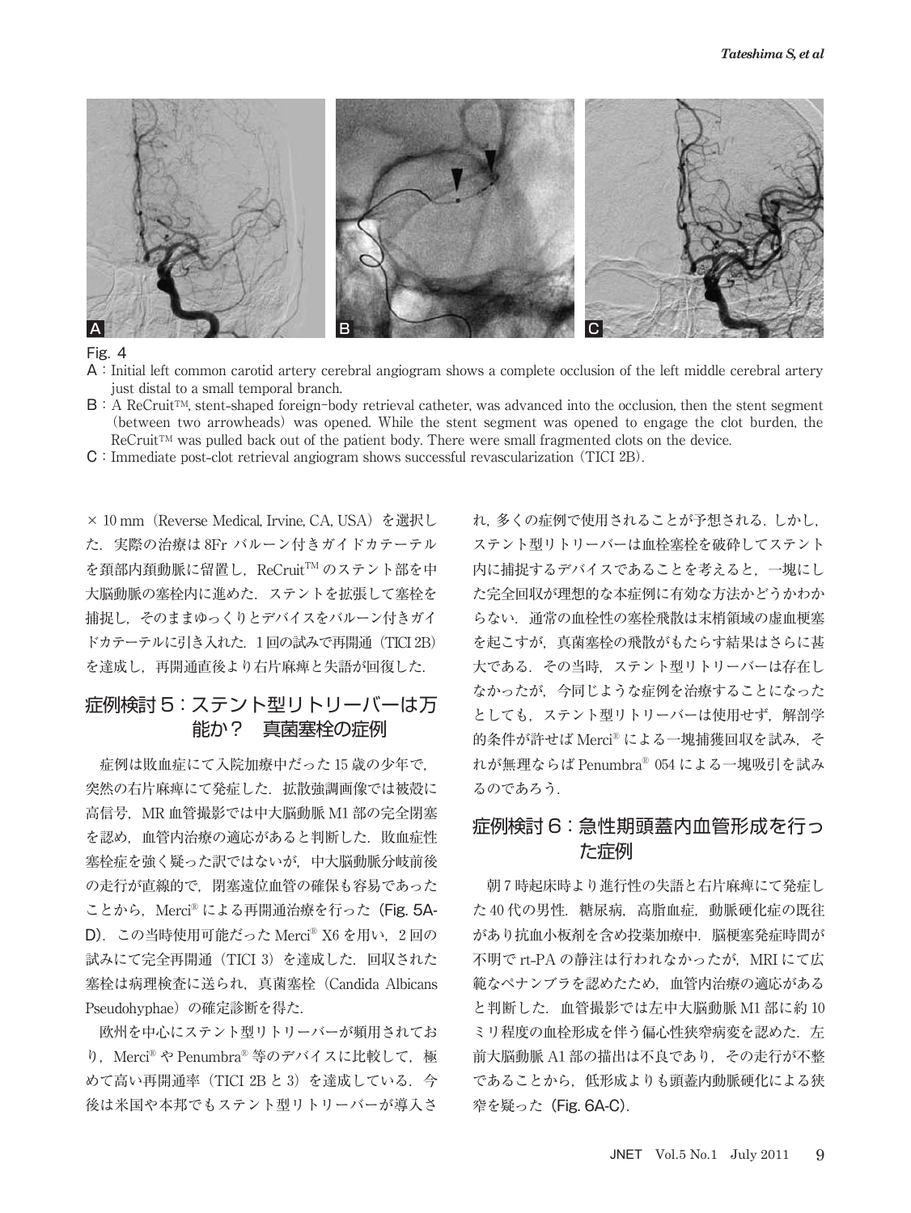Fig. 4

A : Initial left common carotid artery cerebral angiogram shows a complete occlusion of the left middle cerebral artery just distal to a small temporal branch.

B : A ReCruit™, stent-shaped foreign-body retrieval catheter, was advanced into the occlusion, then the stent segment (between two arrowheads) was opened. While the stent segment was opened to engage the clot burden, the ReCruit™ was pulled back out of the patient body. There were small fragmented clots on the device.

C : Immediate post-clot retrieval angiogram shows successful revascularization (TICI 2B).

× 10 mm（Reverse Medical, Irvine, CA, USA）を選択した．実際の治療は 8Fr バルーン付きガイドカテーテルを頚部内頚動脈に留置し，ReCruit™ のステント部を中大脳動脈の塞栓内に進めた．ステントを拡張して塞栓を捕捉し，そのままゆっくりとデバイスをバルーン付きガイドカテーテルに引き入れた．1 回の試みで再開通（TICI 2B）を達成し，再開通直後より右片麻痺と失語が回復した．

## 症例検討 5：ステント型リトリーバーは万能か？　真菌塞栓の症例

症例は敗血症にて入院加療中だった 15 歳の少年で，突然の右片麻痺にて発症した．拡散強調画像では被殻に高信号，MR 血管撮影では中大脳動脈 M1 部の完全閉塞を認め，血管内治療の適応があると判断した．敗血症性塞栓症を強く疑った訳ではないが，中大脳動脈分岐前後の走行が直線的で，閉塞遠位血管の確保も容易であったことから，Merci® による再開通治療を行った（Fig. 5A-D）．この当時使用可能だった Merci® X6 を用い，2 回の試みにて完全再開通（TICI 3）を達成した．回収された塞栓は病理検査に送られ，真菌塞栓（Candida Albicans Pseudohyphae）の確定診断を得た．

欧州を中心にステント型リトリーバーが頻用されており，Merci® や Penumbra® 等のデバイスに比較して，極めて高い再開通率（TICI 2B と 3）を達成している．今後は米国や本邦でもステント型リトリーバーが導入され，多くの症例で使用されることが予想される．しかし，ステント型リトリーバーは血栓塞栓を破砕してステント内に捕捉するデバイスであることを考えると，一塊にした完全回収が理想的な本症例に有効な方法かどうかわからない．通常の血栓性の塞栓飛散は末梢領域の虚血梗塞を起こすが，真菌塞栓の飛散がもたらす結果はさらに甚大である．その当時，ステント型リトリーバーは存在しなかったが，今同じような症例を治療することになったとしても，ステント型リトリーバーは使用せず，解剖学的条件が許せば Merci® による一塊捕獲回収を試み，それが無理ならば Penumbra® 054 による一塊吸引を試みるのであろう．

## 症例検討 6：急性期頭蓋内血管形成を行った症例

朝 7 時起床時より進行性の失語と右片麻痺にて発症した 40 代の男性．糖尿病，高脂血症，動脈硬化症の既往があり抗血小板剤を含め投薬加療中．脳梗塞発症時間が不明で rt-PA の静注は行われなかったが，MRI にて広範なペナンブラを認めたため，血管内治療の適応があると判断した．血管撮影では左中大脳動脈 M1 部に約 10 ミリ程度の血栓形成を伴う偏心性狭窄病変を認めた．左前大脳動脈 A1 部の描出は不良であり，その走行が不整であることから，低形成よりも頭蓋内動脈硬化による狭窄を疑った（Fig. 6A-C）．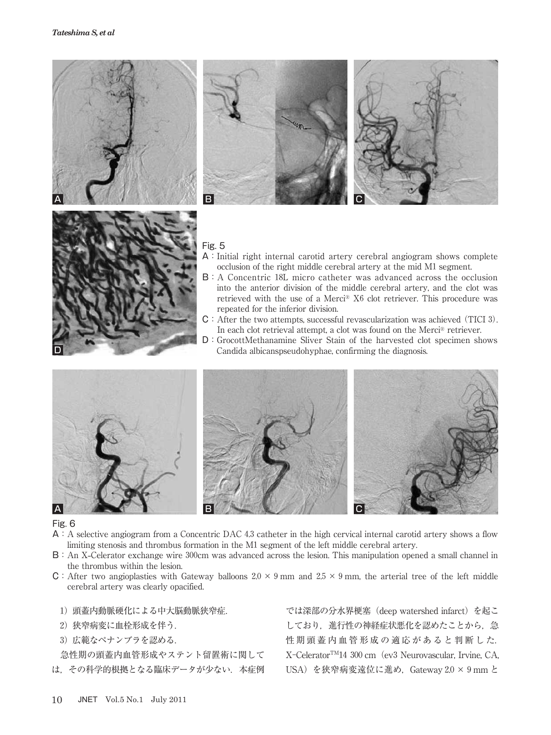Fig. 5

A : Initial right internal carotid artery cerebral angiogram shows complete occlusion of the right middle cerebral artery at the mid M1 segment.

B : A Concentric 18L micro catheter was advanced across the occlusion into the anterior division of the middle cerebral artery, and the clot was retrieved with the use of a Merci® X6 clot retriever. This procedure was repeated for the inferior division.

C : After the two attempts, successful revascularization was achieved (TICI 3). In each clot retrieval attempt, a clot was found on the Merci® retriever.

D : GrocottMethanamine Sliver Stain of the harvested clot specimen shows Candida albicanspseudohyphae, confirming the diagnosis.

Fig. 6

A : A selective angiogram from a Concentric DAC 4.3 catheter in the high cervical internal carotid artery shows a flow limiting stenosis and thrombus formation in the M1 segment of the left middle cerebral artery.

B : An X-Celerator exchange wire 300cm was advanced across the lesion. This manipulation opened a small channel in the thrombus within the lesion.

C : After two angioplasties with Gateway balloons 2.0 × 9 mm and 2.5 × 9 mm, the arterial tree of the left middle cerebral artery was clearly opacified.

1) 頭蓋内動脈硬化による中大脳動脈狭窄症.

2) 狭窄病変に血栓形成を伴う.

3) 広範なペナンブラを認める.

急性期の頭蓋内血管形成やステント留置術に関しては，その科学的根拠となる臨床データが少ない．本症例では深部の分水界梗塞（deep watershed infarct）を起こしており，進行性の神経症状悪化を認めたことから，急性期頭蓋内血管形成の適応があると判断した．X-Celerator™14 300 cm（ev3 Neurovascular, Irvine, CA, USA）を狭窄病変遠位に進め，Gateway 2.0 × 9 mm と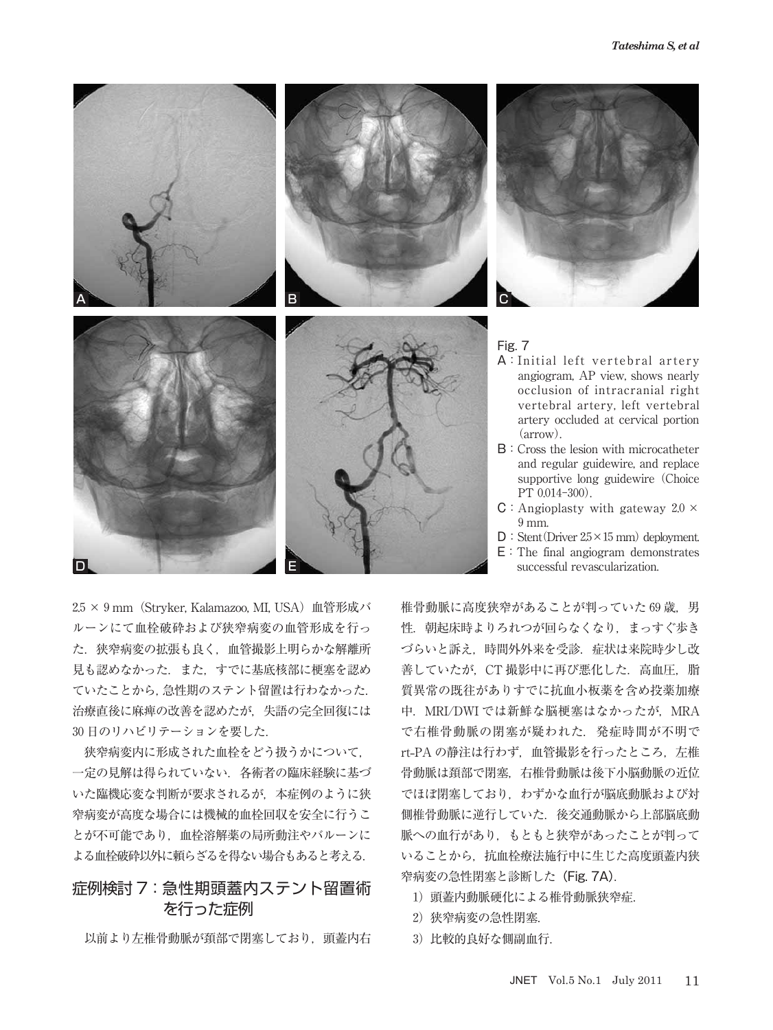Fig. 7

A : Initial left vertebral artery angiogram, AP view, shows nearly occlusion of intracranial right vertebral artery, left vertebral artery occluded at cervical portion (arrow).

B : Cross the lesion with microcatheter and regular guidewire, and replace supportive long guidewire (Choice PT 0.014-300).

C : Angioplasty with gateway 2.0 × 9 mm.

D : Stent (Driver 2.5 × 15 mm) deployment.

E : The final angiogram demonstrates successful revascularization.

2.5 × 9 mm（Stryker, Kalamazoo, MI, USA）血管形成バルーンにて血栓破砕および狭窄病変の血管形成を行った．狭窄病変の拡張も良く，血管撮影上明らかな解離所見も認めなかった．また，すでに基底核部に梗塞を認めていたことから，急性期のステント留置は行わなかった．治療直後に麻痺の改善を認めたが，失語の完全回復には30日のリハビリテーションを要した．

狭窄病変内に形成された血栓をどう扱うかについて，一定の見解は得られていない．各術者の臨床経験に基づいた臨機応変な判断が要求されるが，本症例のように狭窄病変が高度な場合には機械的血栓回収を安全に行うことが不可能であり，血栓溶解薬の局所動注やバルーンによる血栓破砕以外に頼らざるを得ない場合もあると考える．

## 症例検討７：急性期頭蓋内ステント留置術を行った症例

以前より左椎骨動脈が頚部で閉塞しており，頭蓋内右椎骨動脈に高度狭窄があることが判っていた69歳，男性．朝起床時よりろれつが回らなくなり，まっすぐ歩きづらいと訴え，時間外外来を受診．症状は来院時少し改善していたが，CT撮影中に再び悪化した．高血圧，脂質異常の既往がありすでに抗血小板薬を含め投薬加療中．MRI/DWIでは新鮮な脳梗塞はなかったが，MRAで右椎骨動脈の閉塞が疑われた．発症時間が不明でrt-PAの静注は行わず，血管撮影を行ったところ，左椎骨動脈は頚部で閉塞，右椎骨動脈は後下小脳動脈の近位でほぼ閉塞しており，わずかな血行が脳底動脈および対側椎骨動脈に逆行していた．後交通動脈から上部脳底動脈への血行があり，もともと狭窄があったことが判っていることから，抗血栓療法施行中に生じた高度頭蓋内狭窄病変の急性閉塞と診断した（Fig. 7A）．

1）頭蓋内動脈硬化による椎骨動脈狭窄症．
2）狭窄病変の急性閉塞．
3）比較的良好な側副血行．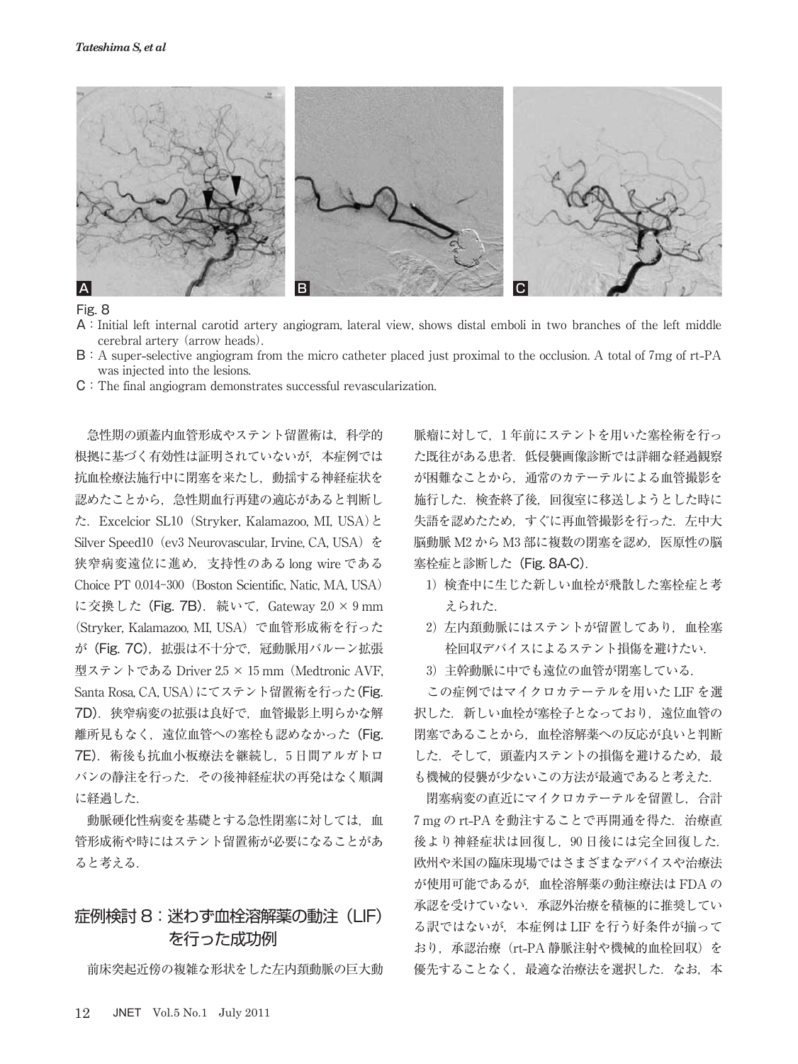Fig. 8

A：Initial left internal carotid artery angiogram, lateral view, shows distal emboli in two branches of the left middle cerebral artery (arrow heads).

B：A super-selective angiogram from the micro catheter placed just proximal to the occlusion. A total of 7mg of rt-PA was injected into the lesions.

C：The final angiogram demonstrates successful revascularization.

急性期の頭蓋内血管形成やステント留置術は，科学的根拠に基づく有効性は証明されていないが，本症例では抗血栓療法施行中に閉塞を来たし，動揺する神経症状を認めたことから，急性期血行再建の適応があると判断した．Excelcior SL10（Stryker, Kalamazoo, MI, USA）とSilver Speed10（ev3 Neurovascular, Irvine, CA, USA）を狭窄病変遠位に進め，支持性のあるlong wireであるChoice PT 0.014-300（Boston Scientific, Natic, MA, USA）に交換した（Fig. 7B）．続いて，Gateway 2.0 × 9 mm（Stryker, Kalamazoo, MI, USA）で血管形成術を行ったが（Fig. 7C），拡張は不十分で，冠動脈用バルーン拡張型ステントであるDriver 2.5 × 15 mm（Medtronic AVF, Santa Rosa, CA, USA）にてステント留置術を行った（Fig. 7D）．狭窄病変の拡張は良好で，血管撮影上明らかな解離所見もなく，遠位血管への塞栓も認めなかった（Fig. 7E）．術後も抗血小板療法を継続し，5日間アルガトロバンの静注を行った．その後神経症状の再発はなく順調に経過した．

動脈硬化性病変を基礎とする急性閉塞に対しては，血管形成術や時にはステント留置術が必要になることがあると考える．

## 症例検討８：迷わず血栓溶解薬の動注（LIF）を行った成功例

前床突起近傍の複雑な形状をした左内頚動脈の巨大動脈瘤に対して，1年前にステントを用いた塞栓術を行った既往がある患者．低侵襲画像診断では詳細な経過観察が困難なことから，通常のカテーテルによる血管撮影を施行した．検査終了後，回復室に移送しようとした時に失語を認めたため，すぐに再血管撮影を行った．左中大脳動脈M2からM3部に複数の閉塞を認め，医原性の脳塞栓症と診断した（Fig. 8A-C）．

1）検査中に生じた新しい血栓が飛散した塞栓症と考えられた．
2）左内頚動脈にはステントが留置してあり，血栓塞栓回収デバイスによるステント損傷を避けたい．
3）主幹動脈に中でも遠位の血管が閉塞している．

この症例ではマイクロカテーテルを用いたLIFを選択した．新しい血栓が塞栓子となっており，遠位血管の閉塞であることから，血栓溶解薬への反応が良いと判断した．そして，頭蓋内ステントの損傷を避けるため，最も機械的侵襲が少ないこの方法が最適であると考えた．

閉塞病変の直近にマイクロカテーテルを留置し，合計7 mgのrt-PAを動注することで再開通を得た．治療直後より神経症状は回復し，90日後には完全回復した．欧州や米国の臨床現場ではさまざまなデバイスや治療法が使用可能であるが，血栓溶解薬の動注療法はFDAの承認を受けていない．承認外治療を積極的に推奨している訳ではないが，本症例はLIFを行う好条件が揃っており，承認治療（rt-PA静脈注射や機械的血栓回収）を優先することなく，最適な治療法を選択した．なお，本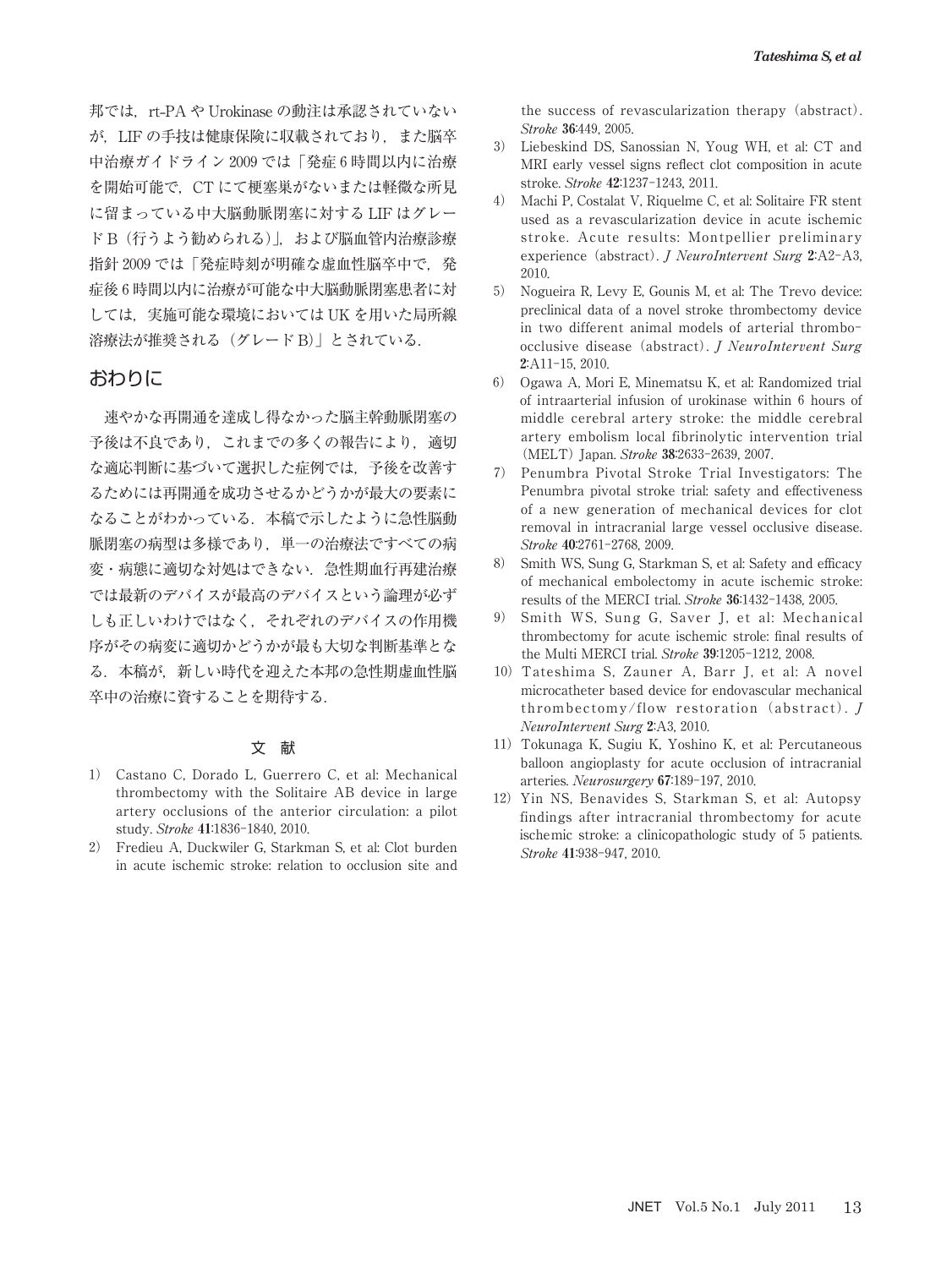邦では，rt-PA や Urokinase の動注は承認されていないが，LIF の手技は健康保険に収載されており，また脳卒中治療ガイドライン 2009 では「発症 6 時間以内に治療を開始可能で，CT にて梗塞巣がないまたは軽微な所見に留まっている中大脳動脈閉塞に対する LIF はグレード B（行うよう勧められる）」，および脳血管内治療診療指針 2009 では「発症時刻が明確な虚血性脳卒中で，発症後 6 時間以内に治療が可能な中大脳動脈閉塞患者に対しては，実施可能な環境においては UK を用いた局所線溶法が推奨される（グレード B）」とされている．

## おわりに

速やかな再開通を達成し得なかった脳主幹動脈閉塞の予後は不良であり，これまでの多くの報告により，適切な適応判断に基づいて選択した症例では，予後を改善するためには再開通を成功させるかどうかが最大の要素になることがわかっている．本稿で示したように急性脳動脈閉塞の病型は多様であり，単一の治療法ですべての病変・病態に適切な対処はできない．急性期血行再建治療では最新のデバイスが最高のデバイスという論理が必ずしも正しいわけではなく，それぞれのデバイスの作用機序がその病変に適切かどうかが最も大切な判断基準となる．本稿が，新しい時代を迎えた本邦の急性期虚血性脳卒中の治療に資することを期待する．

### 文　献

1) Castano C, Dorado L, Guerrero C, et al: Mechanical thrombectomy with the Solitaire AB device in large artery occlusions of the anterior circulation: a pilot study. *Stroke* **41**:1836–1840, 2010.
2) Fredieu A, Duckwiler G, Starkman S, et al: Clot burden in acute ischemic stroke: relation to occlusion site and the success of revascularization therapy (abstract). *Stroke* **36**:449, 2005.
3) Liebeskind DS, Sanossian N, Youg WH, et al: CT and MRI early vessel signs reflect clot composition in acute stroke. *Stroke* **42**:1237–1243, 2011.
4) Machi P, Costalat V, Riquelme C, et al: Solitaire FR stent used as a revascularization device in acute ischemic stroke. Acute results: Montpellier preliminary experience (abstract). *J NeuroIntervent Surg* **2**:A2–A3, 2010.
5) Nogueira R, Levy E, Gounis M, et al: The Trevo device: preclinical data of a novel stroke thrombectomy device in two different animal models of arterial thrombo-occlusive disease (abstract). *J NeuroIntervent Surg* **2**:A11–15, 2010.
6) Ogawa A, Mori E, Minematsu K, et al: Randomized trial of intraarterial infusion of urokinase within 6 hours of middle cerebral artery stroke: the middle cerebral artery embolism local fibrinolytic intervention trial (MELT) Japan. *Stroke* **38**:2633–2639, 2007.
7) Penumbra Pivotal Stroke Trial Investigators: The Penumbra pivotal stroke trial: safety and effectiveness of a new generation of mechanical devices for clot removal in intracranial large vessel occlusive disease. *Stroke* **40**:2761–2768, 2009.
8) Smith WS, Sung G, Starkman S, et al: Safety and efficacy of mechanical embolectomy in acute ischemic stroke: results of the MERCI trial. *Stroke* **36**:1432–1438, 2005.
9) Smith WS, Sung G, Saver J, et al: Mechanical thrombectomy for acute ischemic strole: final results of the Multi MERCI trial. *Stroke* **39**:1205–1212, 2008.
10) Tateshima S, Zauner A, Barr J, et al: A novel microcatheter based device for endovascular mechanical thrombectomy/flow restoration (abstract). *J NeuroIntervent Surg* **2**:A3, 2010.
11) Tokunaga K, Sugiu K, Yoshino K, et al: Percutaneous balloon angioplasty for acute occlusion of intracranial arteries. *Neurosurgery* **67**:189–197, 2010.
12) Yin NS, Benavides S, Starkman S, et al: Autopsy findings after intracranial thrombectomy for acute ischemic stroke: a clinicopathologic study of 5 patients. *Stroke* **41**:938–947, 2010.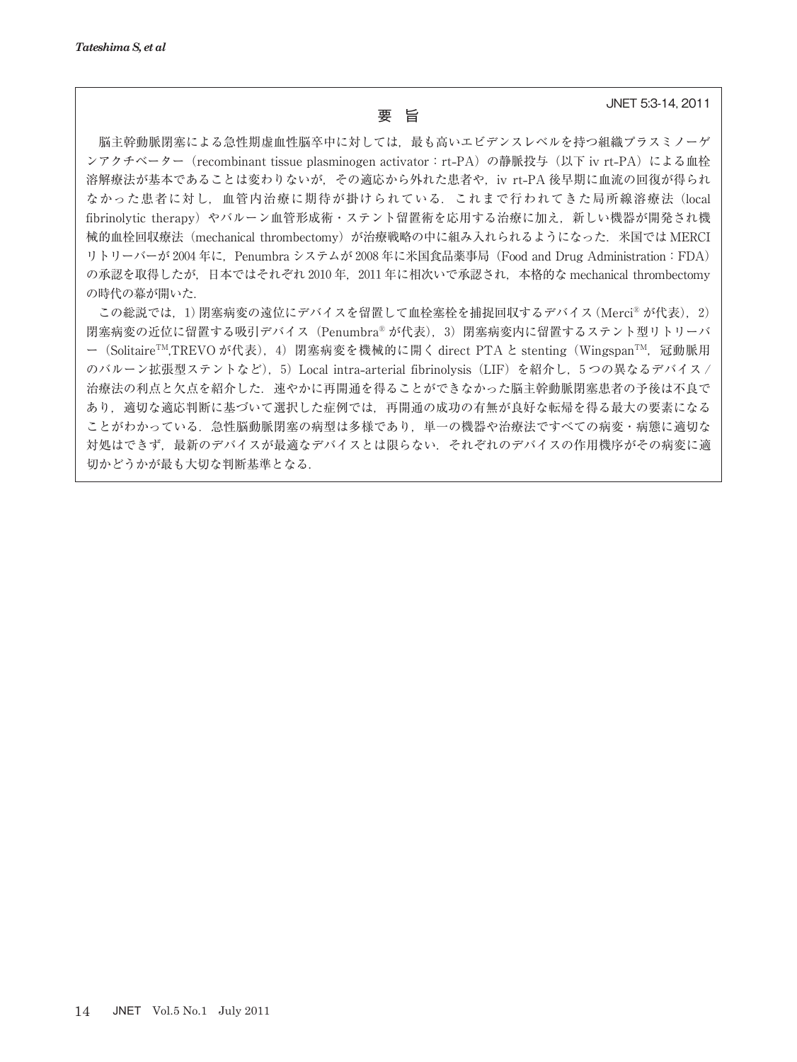JNET 5:3-14, 2011

## 要　旨

脳主幹動脈閉塞による急性期虚血性脳卒中に対しては，最も高いエビデンスレベルを持つ組織プラスミノーゲンアクチベーター（recombinant tissue plasminogen activator：rt-PA）の静脈投与（以下 iv rt-PA）による血栓溶解療法が基本であることは変わりないが，その適応から外れた患者や，iv rt-PA 後早期に血流の回復が得られなかった患者に対し，血管内治療に期待が掛けられている．これまで行われてきた局所線溶療法（local fibrinolytic therapy）やバルーン血管形成術・ステント留置術を応用する治療に加え，新しい機器が開発され機械的血栓回収療法（mechanical thrombectomy）が治療戦略の中に組み入れられるようになった．米国では MERCI リトリーバーが 2004 年に，Penumbra システムが 2008 年に米国食品薬事局（Food and Drug Administration：FDA）の承認を取得したが，日本ではそれぞれ 2010 年，2011 年に相次いで承認され，本格的な mechanical thrombectomy の時代の幕が開いた．

この総説では，1）閉塞病変の遠位にデバイスを留置して血栓塞栓を捕捉回収するデバイス（Merci® が代表），2）閉塞病変の近位に留置する吸引デバイス（Penumbra® が代表），3）閉塞病変内に留置するステント型リトリーバー（Solitaire™,TREVO が代表），4）閉塞病変を機械的に開く direct PTA と stenting（Wingspan™，冠動脈用のバルーン拡張型ステントなど），5）Local intra-arterial fibrinolysis（LIF）を紹介し，5 つの異なるデバイス / 治療法の利点と欠点を紹介した．速やかに再開通を得ることができなかった脳主幹動脈閉塞患者の予後は不良であり，適切な適応判断に基づいて選択した症例では，再開通の成功の有無が良好な転帰を得る最大の要素になることがわかっている．急性脳動脈閉塞の病型は多様であり，単一の機器や治療法ですべての病変・病態に適切な対処はできず，最新のデバイスが最適なデバイスとは限らない．それぞれのデバイスの作用機序がその病変に適切かどうかが最も大切な判断基準となる．